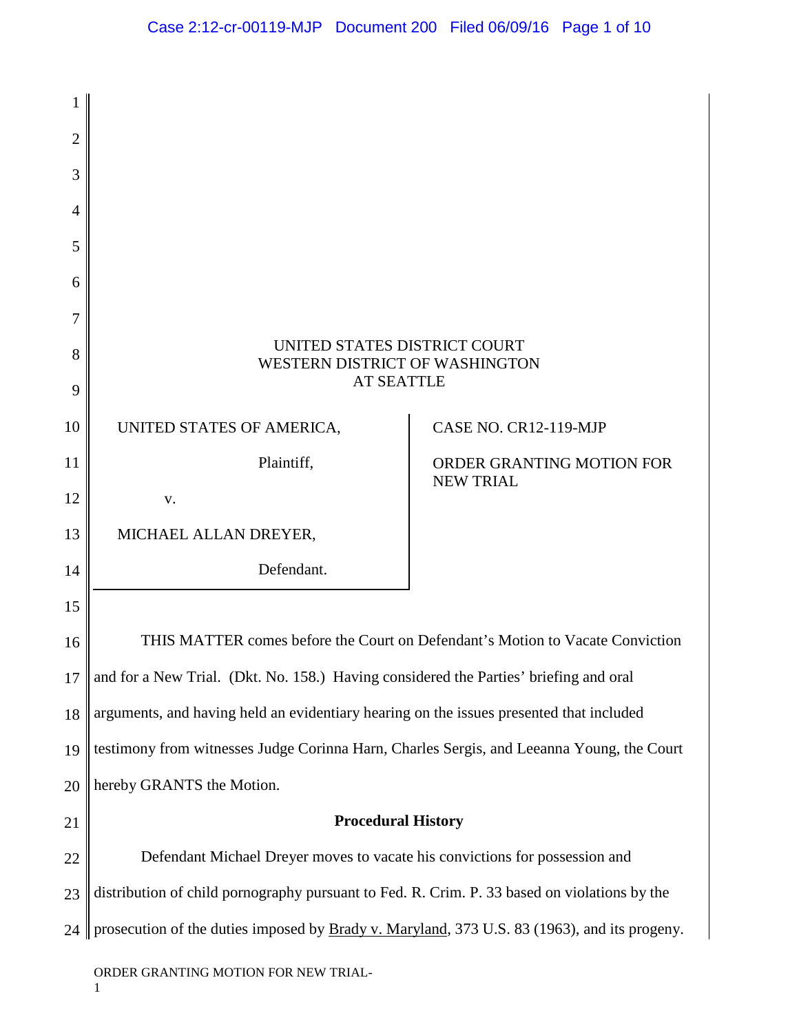UNITED STATES DISTRICT COURT
WESTERN DISTRICT OF WASHINGTON
AT SEATTLE

| | |
|---|---|
| UNITED STATES OF AMERICA, Plaintiff, v. MICHAEL ALLAN DREYER, Defendant. | CASE NO. CR12-119-MJP ORDER GRANTING MOTION FOR NEW TRIAL |

THIS MATTER comes before the Court on Defendant's Motion to Vacate Conviction and for a New Trial. (Dkt. No. 158.) Having considered the Parties' briefing and oral arguments, and having held an evidentiary hearing on the issues presented that included testimony from witnesses Judge Corinna Harn, Charles Sergis, and Leeanna Young, the Court hereby GRANTS the Motion.

## Procedural History

Defendant Michael Dreyer moves to vacate his convictions for possession and distribution of child pornography pursuant to Fed. R. Crim. P. 33 based on violations by the prosecution of the duties imposed by Brady v. Maryland, 373 U.S. 83 (1963), and its progeny.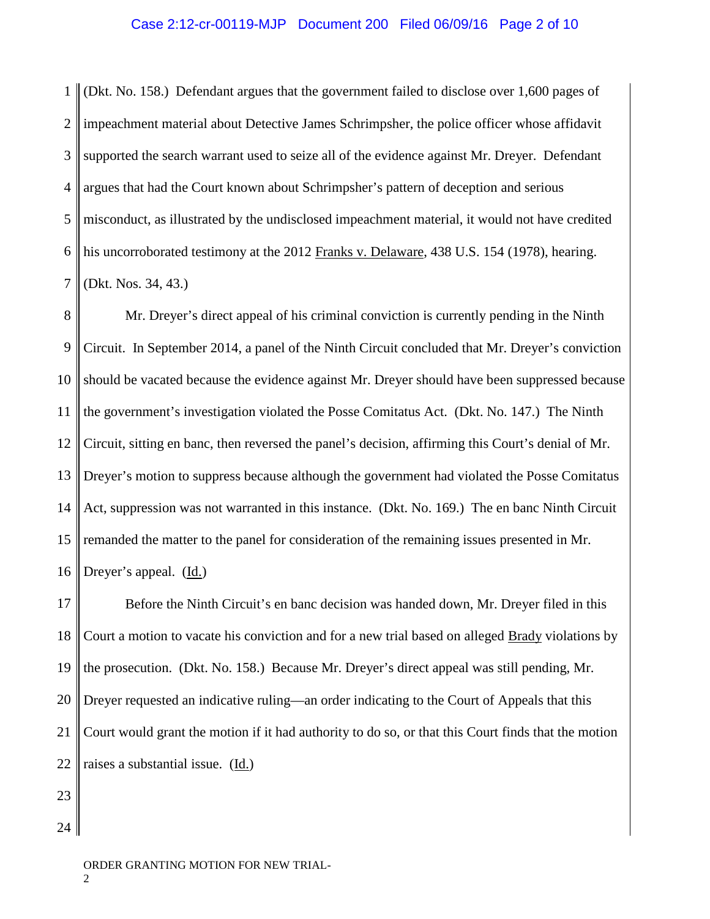(Dkt. No. 158.) Defendant argues that the government failed to disclose over 1,600 pages of impeachment material about Detective James Schrimpsher, the police officer whose affidavit supported the search warrant used to seize all of the evidence against Mr. Dreyer. Defendant argues that had the Court known about Schrimpsher's pattern of deception and serious misconduct, as illustrated by the undisclosed impeachment material, it would not have credited his uncorroborated testimony at the 2012 Franks v. Delaware, 438 U.S. 154 (1978), hearing. (Dkt. Nos. 34, 43.)

Mr. Dreyer's direct appeal of his criminal conviction is currently pending in the Ninth Circuit. In September 2014, a panel of the Ninth Circuit concluded that Mr. Dreyer's conviction should be vacated because the evidence against Mr. Dreyer should have been suppressed because the government's investigation violated the Posse Comitatus Act. (Dkt. No. 147.) The Ninth Circuit, sitting en banc, then reversed the panel's decision, affirming this Court's denial of Mr. Dreyer's motion to suppress because although the government had violated the Posse Comitatus Act, suppression was not warranted in this instance. (Dkt. No. 169.) The en banc Ninth Circuit remanded the matter to the panel for consideration of the remaining issues presented in Mr. Dreyer's appeal. (Id.)

Before the Ninth Circuit's en banc decision was handed down, Mr. Dreyer filed in this Court a motion to vacate his conviction and for a new trial based on alleged Brady violations by the prosecution. (Dkt. No. 158.) Because Mr. Dreyer's direct appeal was still pending, Mr. Dreyer requested an indicative ruling—an order indicating to the Court of Appeals that this Court would grant the motion if it had authority to do so, or that this Court finds that the motion raises a substantial issue. (Id.)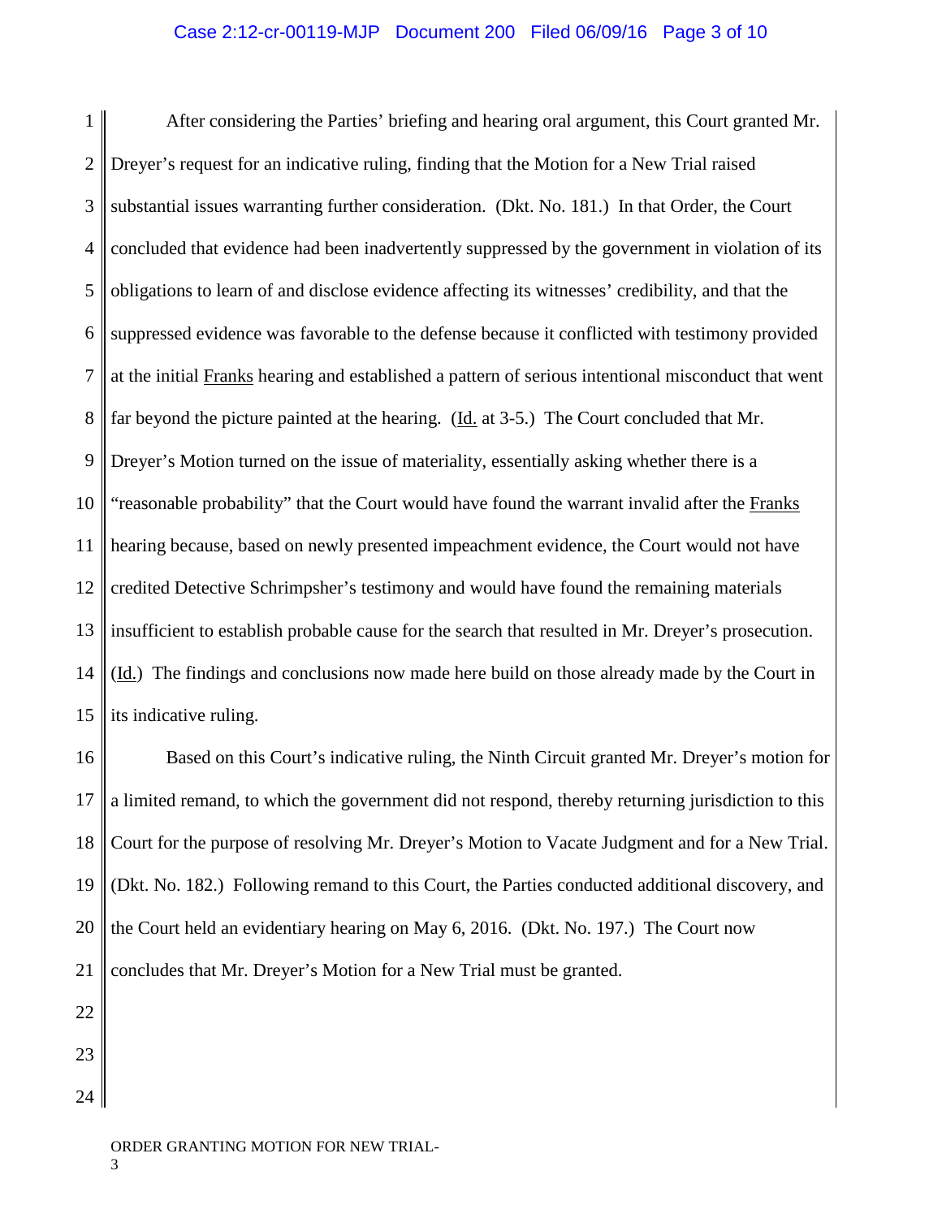After considering the Parties' briefing and hearing oral argument, this Court granted Mr. Dreyer's request for an indicative ruling, finding that the Motion for a New Trial raised substantial issues warranting further consideration. (Dkt. No. 181.) In that Order, the Court concluded that evidence had been inadvertently suppressed by the government in violation of its obligations to learn of and disclose evidence affecting its witnesses' credibility, and that the suppressed evidence was favorable to the defense because it conflicted with testimony provided at the initial Franks hearing and established a pattern of serious intentional misconduct that went far beyond the picture painted at the hearing. (Id. at 3-5.) The Court concluded that Mr. Dreyer's Motion turned on the issue of materiality, essentially asking whether there is a "reasonable probability" that the Court would have found the warrant invalid after the Franks hearing because, based on newly presented impeachment evidence, the Court would not have credited Detective Schrimpsher's testimony and would have found the remaining materials insufficient to establish probable cause for the search that resulted in Mr. Dreyer's prosecution. (Id.) The findings and conclusions now made here build on those already made by the Court in its indicative ruling.

Based on this Court's indicative ruling, the Ninth Circuit granted Mr. Dreyer's motion for a limited remand, to which the government did not respond, thereby returning jurisdiction to this Court for the purpose of resolving Mr. Dreyer's Motion to Vacate Judgment and for a New Trial. (Dkt. No. 182.) Following remand to this Court, the Parties conducted additional discovery, and the Court held an evidentiary hearing on May 6, 2016. (Dkt. No. 197.) The Court now concludes that Mr. Dreyer's Motion for a New Trial must be granted.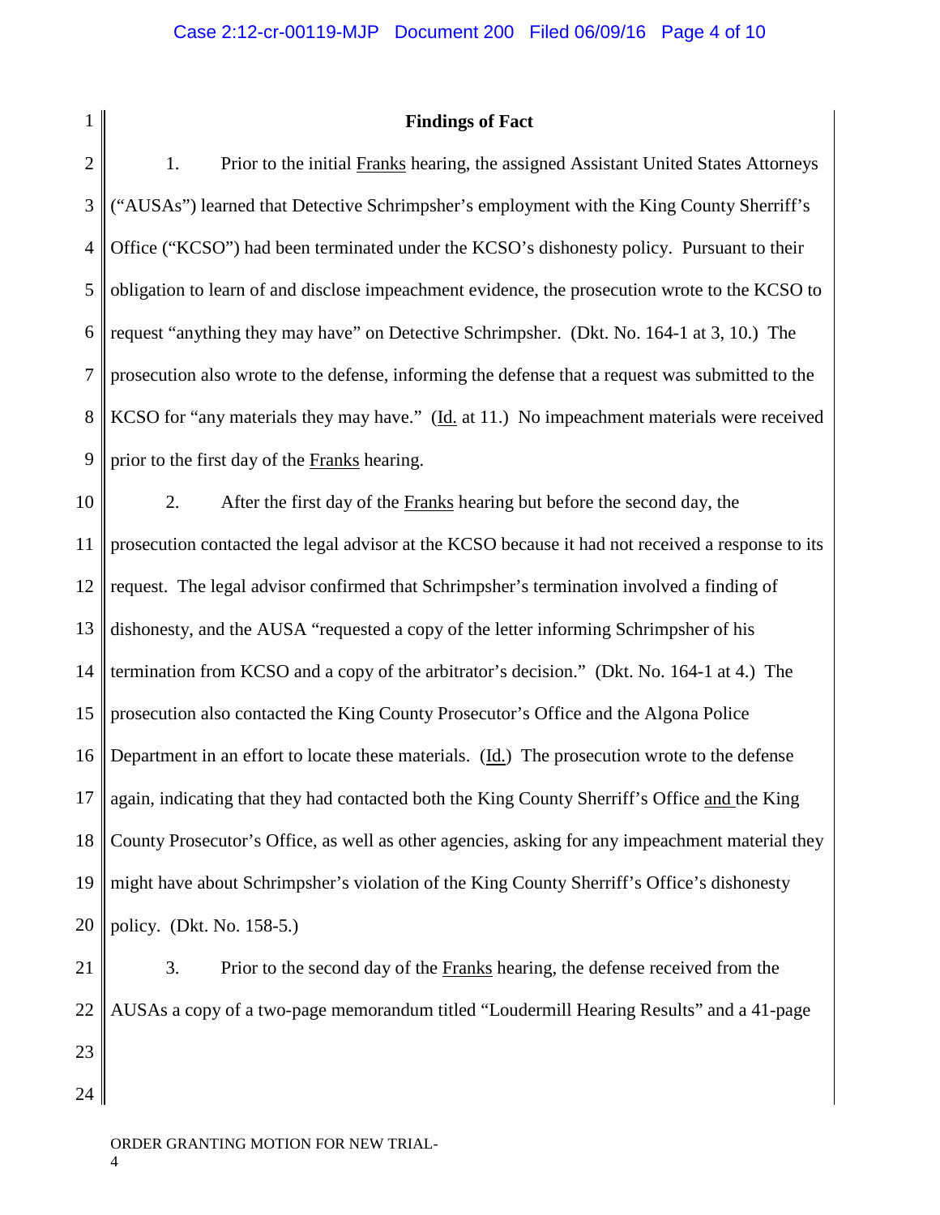**Findings of Fact**

1. Prior to the initial Franks hearing, the assigned Assistant United States Attorneys ("AUSAs") learned that Detective Schrimpsher's employment with the King County Sherriff's Office ("KCSO") had been terminated under the KCSO's dishonesty policy. Pursuant to their obligation to learn of and disclose impeachment evidence, the prosecution wrote to the KCSO to request "anything they may have" on Detective Schrimpsher. (Dkt. No. 164-1 at 3, 10.) The prosecution also wrote to the defense, informing the defense that a request was submitted to the KCSO for "any materials they may have." (Id. at 11.) No impeachment materials were received prior to the first day of the Franks hearing.

2. After the first day of the Franks hearing but before the second day, the prosecution contacted the legal advisor at the KCSO because it had not received a response to its request. The legal advisor confirmed that Schrimpsher's termination involved a finding of dishonesty, and the AUSA "requested a copy of the letter informing Schrimpsher of his termination from KCSO and a copy of the arbitrator's decision." (Dkt. No. 164-1 at 4.) The prosecution also contacted the King County Prosecutor's Office and the Algona Police Department in an effort to locate these materials. (Id.) The prosecution wrote to the defense again, indicating that they had contacted both the King County Sherriff's Office and the King County Prosecutor's Office, as well as other agencies, asking for any impeachment material they might have about Schrimpsher's violation of the King County Sherriff's Office's dishonesty policy. (Dkt. No. 158-5.)

3. Prior to the second day of the Franks hearing, the defense received from the AUSAs a copy of a two-page memorandum titled "Loudermill Hearing Results" and a 41-page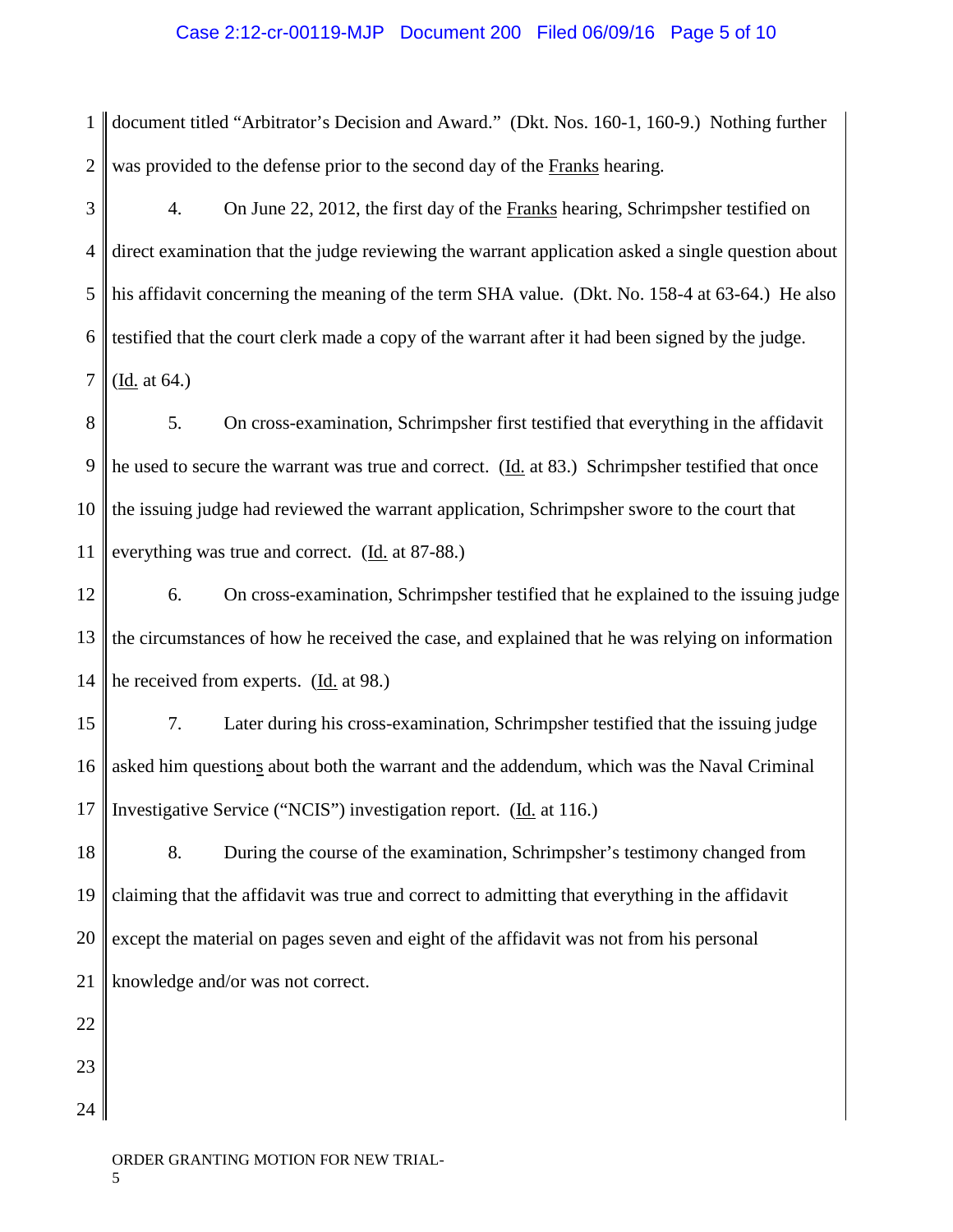document titled "Arbitrator's Decision and Award." (Dkt. Nos. 160-1, 160-9.) Nothing further was provided to the defense prior to the second day of the Franks hearing.

4. On June 22, 2012, the first day of the Franks hearing, Schrimpsher testified on direct examination that the judge reviewing the warrant application asked a single question about his affidavit concerning the meaning of the term SHA value. (Dkt. No. 158-4 at 63-64.) He also testified that the court clerk made a copy of the warrant after it had been signed by the judge. (Id. at 64.)

5. On cross-examination, Schrimpsher first testified that everything in the affidavit he used to secure the warrant was true and correct. (Id. at 83.) Schrimpsher testified that once the issuing judge had reviewed the warrant application, Schrimpsher swore to the court that everything was true and correct. (Id. at 87-88.)

6. On cross-examination, Schrimpsher testified that he explained to the issuing judge the circumstances of how he received the case, and explained that he was relying on information he received from experts. (Id. at 98.)

7. Later during his cross-examination, Schrimpsher testified that the issuing judge asked him questions about both the warrant and the addendum, which was the Naval Criminal Investigative Service ("NCIS") investigation report. (Id. at 116.)

8. During the course of the examination, Schrimpsher's testimony changed from claiming that the affidavit was true and correct to admitting that everything in the affidavit except the material on pages seven and eight of the affidavit was not from his personal knowledge and/or was not correct.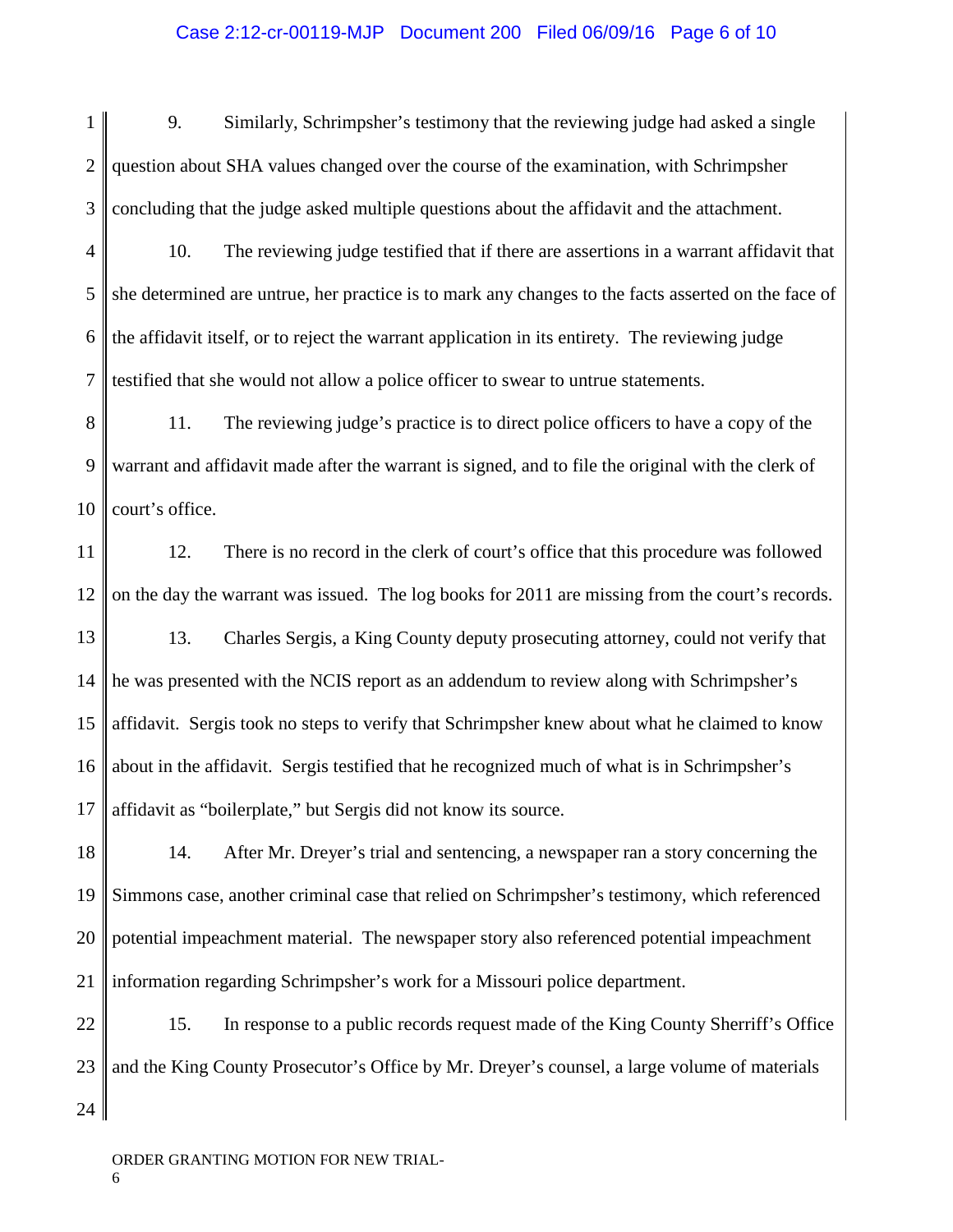9. Similarly, Schrimpsher's testimony that the reviewing judge had asked a single question about SHA values changed over the course of the examination, with Schrimpsher concluding that the judge asked multiple questions about the affidavit and the attachment.

10. The reviewing judge testified that if there are assertions in a warrant affidavit that she determined are untrue, her practice is to mark any changes to the facts asserted on the face of the affidavit itself, or to reject the warrant application in its entirety. The reviewing judge testified that she would not allow a police officer to swear to untrue statements.

11. The reviewing judge's practice is to direct police officers to have a copy of the warrant and affidavit made after the warrant is signed, and to file the original with the clerk of court's office.

12. There is no record in the clerk of court's office that this procedure was followed on the day the warrant was issued. The log books for 2011 are missing from the court's records.

13. Charles Sergis, a King County deputy prosecuting attorney, could not verify that he was presented with the NCIS report as an addendum to review along with Schrimpsher's affidavit. Sergis took no steps to verify that Schrimpsher knew about what he claimed to know about in the affidavit. Sergis testified that he recognized much of what is in Schrimpsher's affidavit as "boilerplate," but Sergis did not know its source.

14. After Mr. Dreyer's trial and sentencing, a newspaper ran a story concerning the Simmons case, another criminal case that relied on Schrimpsher's testimony, which referenced potential impeachment material. The newspaper story also referenced potential impeachment information regarding Schrimpsher's work for a Missouri police department.

15. In response to a public records request made of the King County Sherriff's Office and the King County Prosecutor's Office by Mr. Dreyer's counsel, a large volume of materials

ORDER GRANTING MOTION FOR NEW TRIAL-
6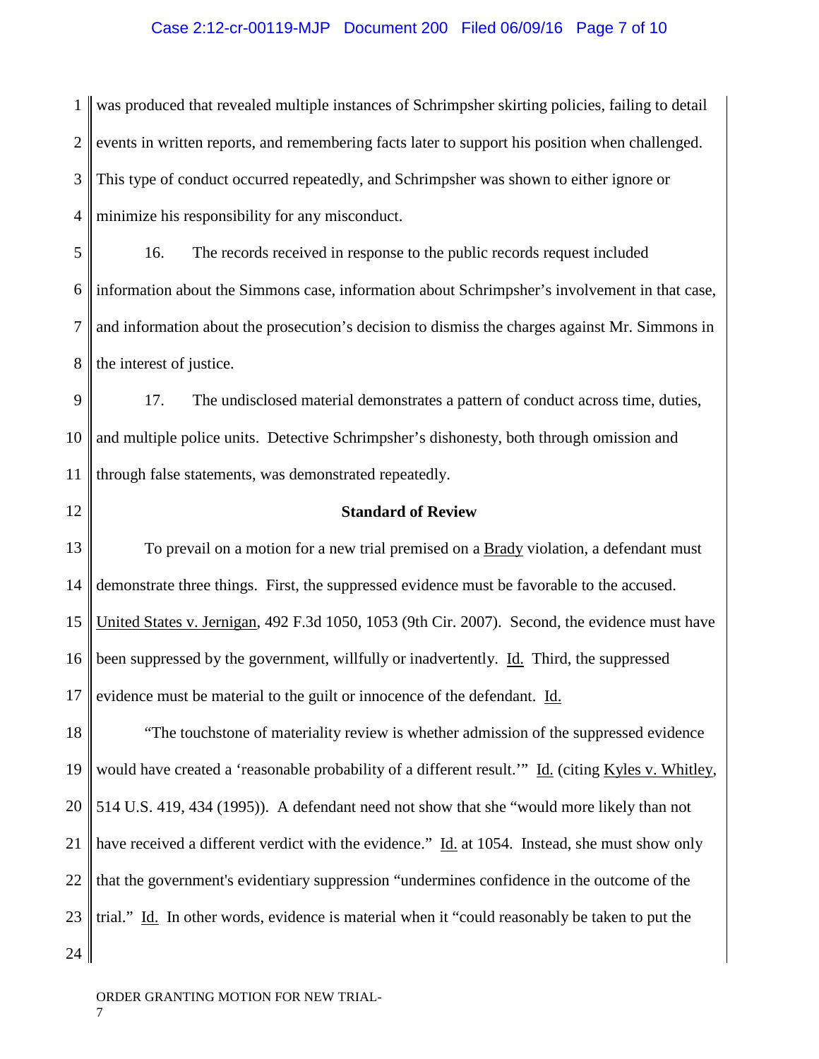was produced that revealed multiple instances of Schrimpsher skirting policies, failing to detail events in written reports, and remembering facts later to support his position when challenged. This type of conduct occurred repeatedly, and Schrimpsher was shown to either ignore or minimize his responsibility for any misconduct.

16. The records received in response to the public records request included information about the Simmons case, information about Schrimpsher's involvement in that case, and information about the prosecution's decision to dismiss the charges against Mr. Simmons in the interest of justice.

17. The undisclosed material demonstrates a pattern of conduct across time, duties, and multiple police units. Detective Schrimpsher's dishonesty, both through omission and through false statements, was demonstrated repeatedly.

## Standard of Review

To prevail on a motion for a new trial premised on a Brady violation, a defendant must demonstrate three things. First, the suppressed evidence must be favorable to the accused. United States v. Jernigan, 492 F.3d 1050, 1053 (9th Cir. 2007). Second, the evidence must have been suppressed by the government, willfully or inadvertently. Id. Third, the suppressed evidence must be material to the guilt or innocence of the defendant. Id.

"The touchstone of materiality review is whether admission of the suppressed evidence would have created a 'reasonable probability of a different result.'" Id. (citing Kyles v. Whitley, 514 U.S. 419, 434 (1995)). A defendant need not show that she "would more likely than not have received a different verdict with the evidence." Id. at 1054. Instead, she must show only that the government's evidentiary suppression "undermines confidence in the outcome of the trial." Id. In other words, evidence is material when it "could reasonably be taken to put the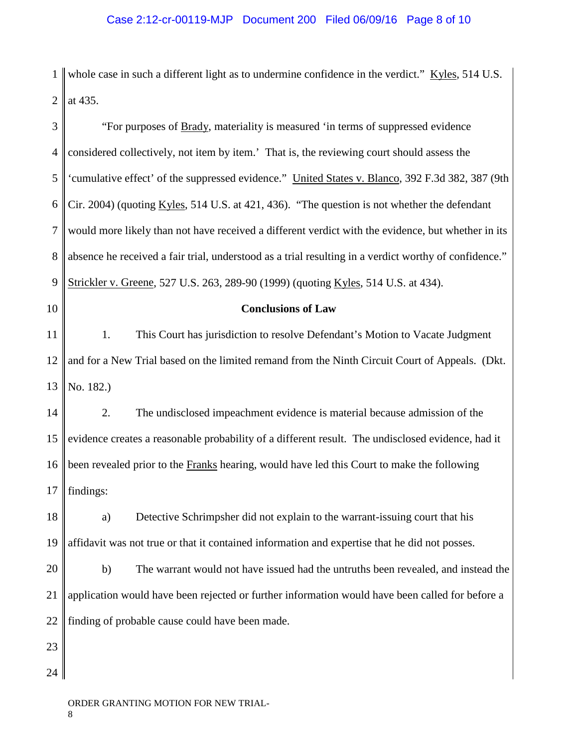whole case in such a different light as to undermine confidence in the verdict." Kyles, 514 U.S. at 435.

"For purposes of Brady, materiality is measured 'in terms of suppressed evidence considered collectively, not item by item.' That is, the reviewing court should assess the 'cumulative effect' of the suppressed evidence." United States v. Blanco, 392 F.3d 382, 387 (9th Cir. 2004) (quoting Kyles, 514 U.S. at 421, 436). "The question is not whether the defendant would more likely than not have received a different verdict with the evidence, but whether in its absence he received a fair trial, understood as a trial resulting in a verdict worthy of confidence." Strickler v. Greene, 527 U.S. 263, 289-90 (1999) (quoting Kyles, 514 U.S. at 434).

**Conclusions of Law**

1. This Court has jurisdiction to resolve Defendant's Motion to Vacate Judgment and for a New Trial based on the limited remand from the Ninth Circuit Court of Appeals. (Dkt. No. 182.)

2. The undisclosed impeachment evidence is material because admission of the evidence creates a reasonable probability of a different result. The undisclosed evidence, had it been revealed prior to the Franks hearing, would have led this Court to make the following findings:

a) Detective Schrimpsher did not explain to the warrant-issuing court that his affidavit was not true or that it contained information and expertise that he did not posses.

b) The warrant would not have issued had the untruths been revealed, and instead the application would have been rejected or further information would have been called for before a finding of probable cause could have been made.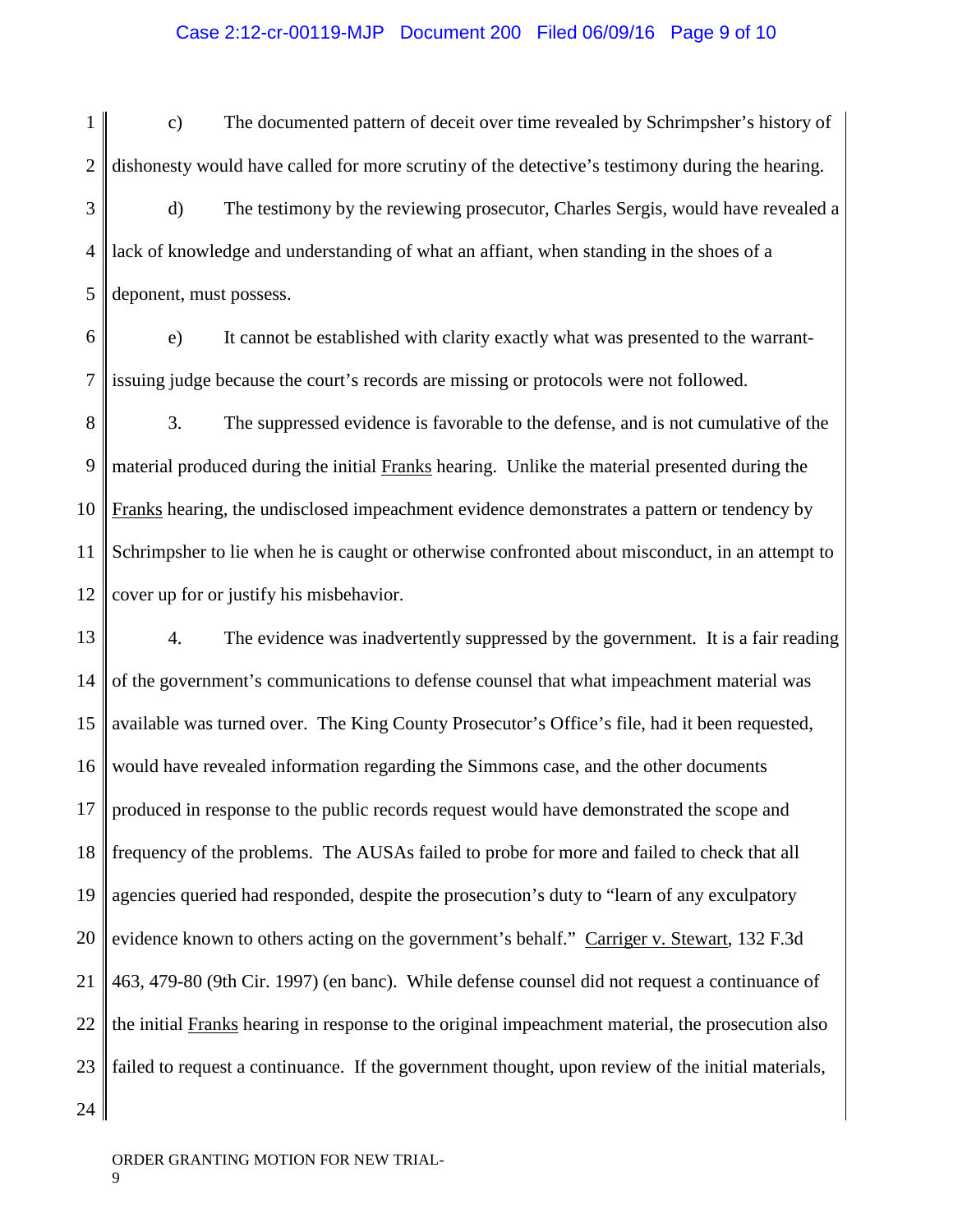c) The documented pattern of deceit over time revealed by Schrimpsher's history of dishonesty would have called for more scrutiny of the detective's testimony during the hearing.

d) The testimony by the reviewing prosecutor, Charles Sergis, would have revealed a lack of knowledge and understanding of what an affiant, when standing in the shoes of a deponent, must possess.

e) It cannot be established with clarity exactly what was presented to the warrant-issuing judge because the court's records are missing or protocols were not followed.

3. The suppressed evidence is favorable to the defense, and is not cumulative of the material produced during the initial Franks hearing. Unlike the material presented during the Franks hearing, the undisclosed impeachment evidence demonstrates a pattern or tendency by Schrimpsher to lie when he is caught or otherwise confronted about misconduct, in an attempt to cover up for or justify his misbehavior.

4. The evidence was inadvertently suppressed by the government. It is a fair reading of the government's communications to defense counsel that what impeachment material was available was turned over. The King County Prosecutor's Office's file, had it been requested, would have revealed information regarding the Simmons case, and the other documents produced in response to the public records request would have demonstrated the scope and frequency of the problems. The AUSAs failed to probe for more and failed to check that all agencies queried had responded, despite the prosecution's duty to "learn of any exculpatory evidence known to others acting on the government's behalf." Carriger v. Stewart, 132 F.3d 463, 479-80 (9th Cir. 1997) (en banc). While defense counsel did not request a continuance of the initial Franks hearing in response to the original impeachment material, the prosecution also failed to request a continuance. If the government thought, upon review of the initial materials,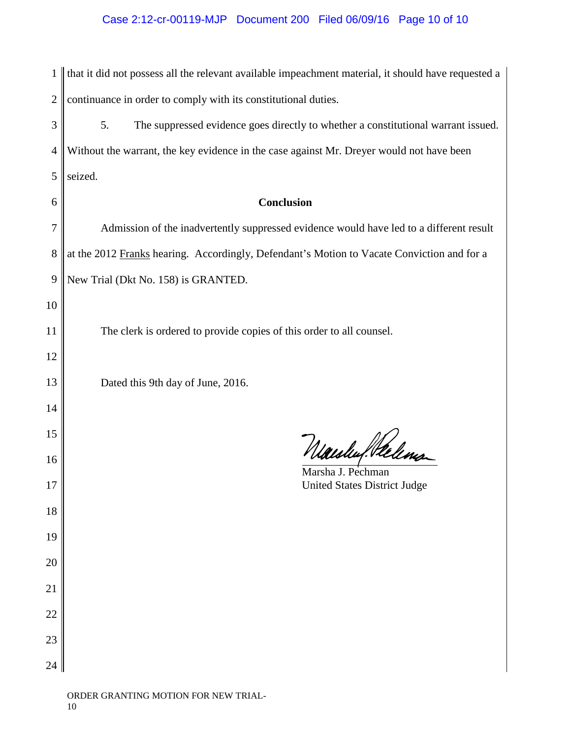that it did not possess all the relevant available impeachment material, it should have requested a continuance in order to comply with its constitutional duties.

5. The suppressed evidence goes directly to whether a constitutional warrant issued. Without the warrant, the key evidence in the case against Mr. Dreyer would not have been seized.

**Conclusion**

Admission of the inadvertently suppressed evidence would have led to a different result at the 2012 Franks hearing. Accordingly, Defendant's Motion to Vacate Conviction and for a New Trial (Dkt No. 158) is GRANTED.

The clerk is ordered to provide copies of this order to all counsel.

Dated this 9th day of June, 2016.

Marsha J. Pechman
United States District Judge

ORDER GRANTING MOTION FOR NEW TRIAL-10